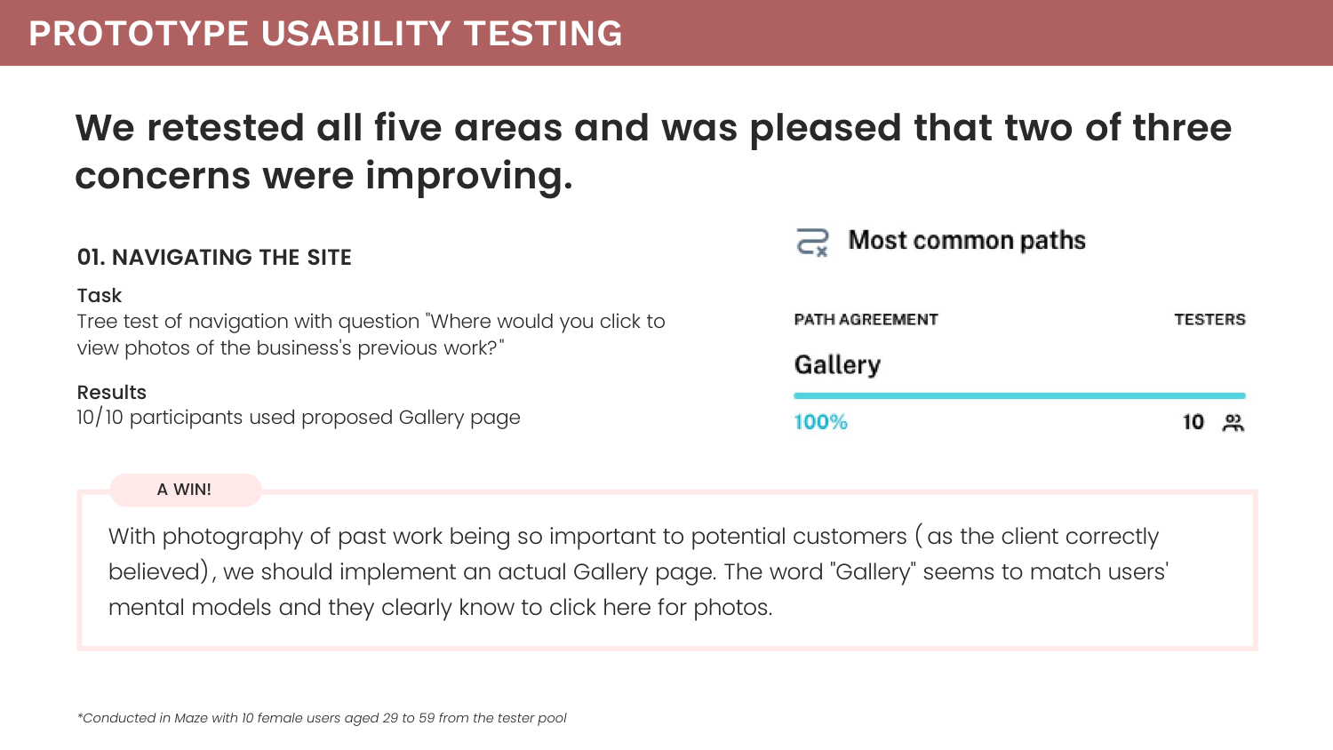# PROTOTYPE USABILITY TESTING

## We retested all five areas and was pleased that two of three concerns were improving.

### 01. NAVIGATING THE SITE

**Task**
Tree test of navigation with question "Where would you click to view photos of the business's previous work?"

**Results**
10/10 participants used proposed Gallery page

**Most common paths**

| PATH AGREEMENT | TESTERS |
| --- | --- |
| Gallery 100% | 10 |

**A WIN!**

With photography of past work being so important to potential customers (as the client correctly believed), we should implement an actual Gallery page. The word "Gallery" seems to match users' mental models and they clearly know to click here for photos.

*\*Conducted in Maze with 10 female users aged 29 to 59 from the tester pool*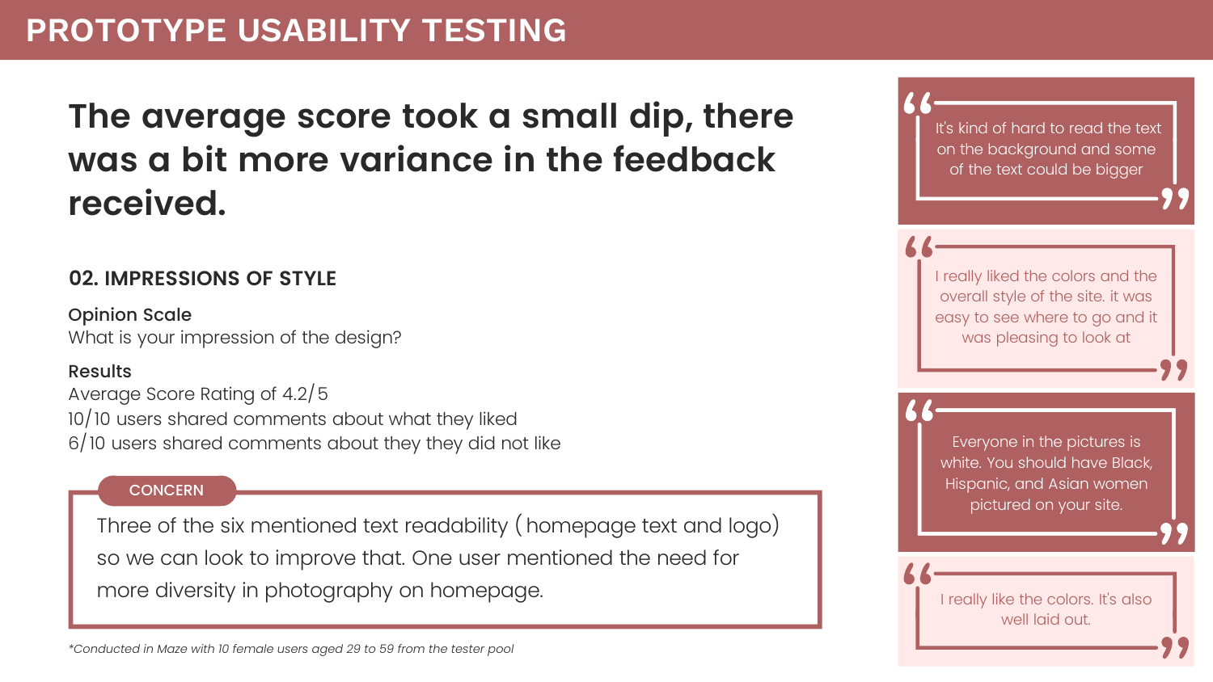# PROTOTYPE USABILITY TESTING

## The average score took a small dip, there was a bit more variance in the feedback received.

### 02. IMPRESSIONS OF STYLE

**Opinion Scale**
What is your impression of the design?

**Results**
Average Score Rating of 4.2/5
10/10 users shared comments about what they liked
6/10 users shared comments about they they did not like

**CONCERN**

Three of the six mentioned text readability (homepage text and logo) so we can look to improve that. One user mentioned the need for more diversity in photography on homepage.

*\*Conducted in Maze with 10 female users aged 29 to 59 from the tester pool*

> "It's kind of hard to read the text on the background and some of the text could be bigger"

> "I really liked the colors and the overall style of the site. it was easy to see where to go and it was pleasing to look at"

> "Everyone in the pictures is white. You should have Black, Hispanic, and Asian women pictured on your site."

> "I really like the colors. It's also well laid out."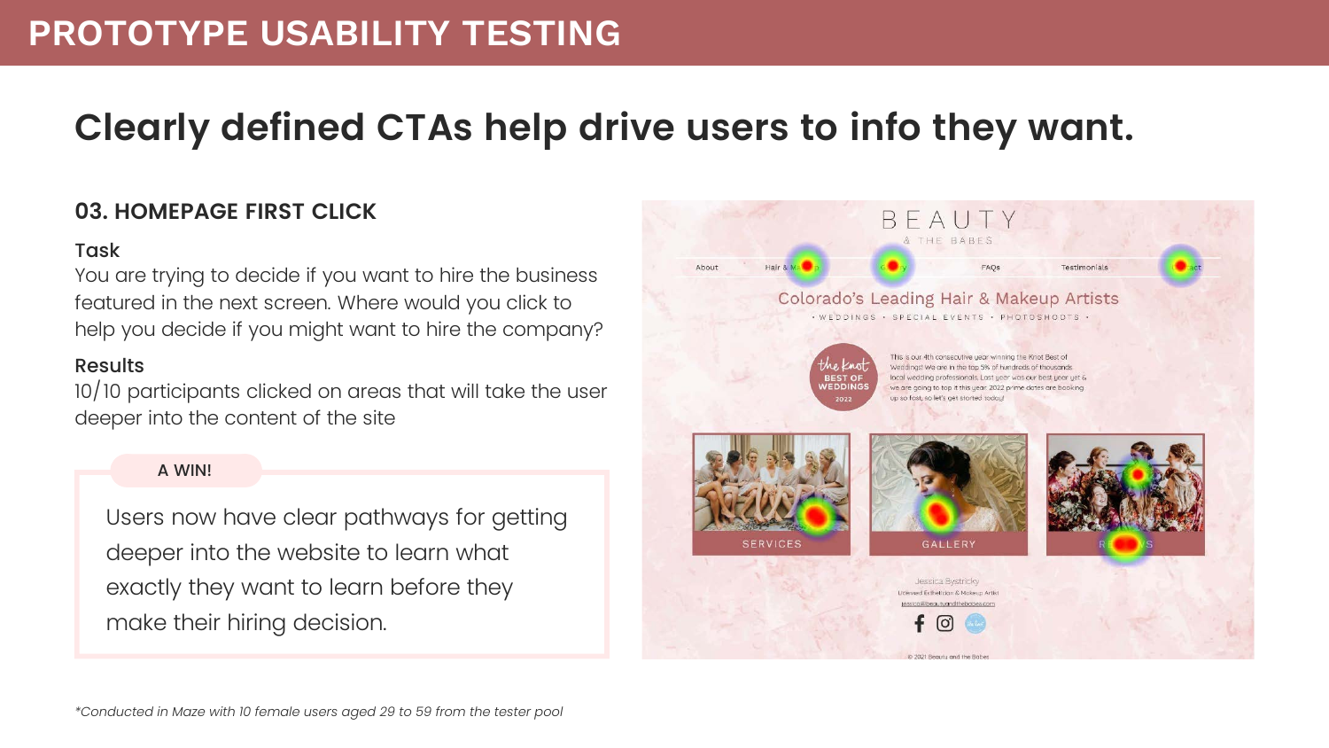# PROTOTYPE USABILITY TESTING

## Clearly defined CTAs help drive users to info they want.

### 03. HOMEPAGE FIRST CLICK

**Task**

You are trying to decide if you want to hire the business featured in the next screen. Where would you click to help you decide if you might want to hire the company?

**Results**

10/10 participants clicked on areas that will take the user deeper into the content of the site

**A WIN!**

Users now have clear pathways for getting deeper into the website to learn what exactly they want to learn before they make their hiring decision.

*\*Conducted in Maze with 10 female users aged 29 to 59 from the tester pool*